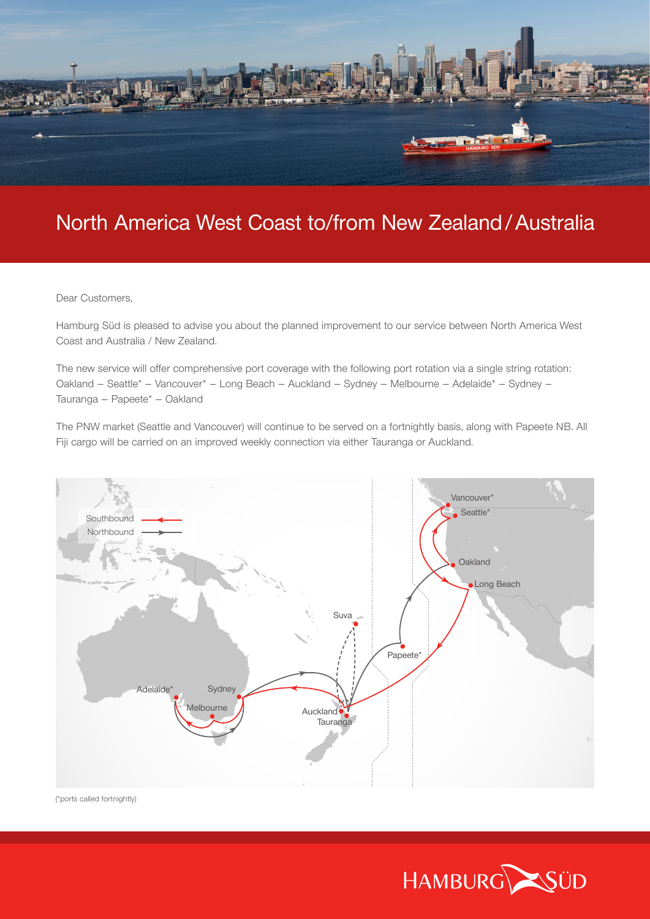# North America West Coast to/from New Zealand / Australia

Dear Customers,

Hamburg Süd is pleased to advise you about the planned improvement to our service between North America West Coast and Australia / New Zealand.

The new service will offer comprehensive port coverage with the following port rotation via a single string rotation: Oakland – Seattle* – Vancouver* – Long Beach – Auckland – Sydney – Melbourne – Adelaide* – Sydney – Tauranga – Papeete* – Oakland

The PNW market (Seattle and Vancouver) will continue to be served on a fortnightly basis, along with Papeete NB. All Fiji cargo will be carried on an improved weekly connection via either Tauranga or Auckland.

Southbound
Northbound

Vancouver*
Seattle*
Oakland
Long Beach
Suva
Papeete*
Adelaide*
Sydney
Melbourne
Auckland
Tauranga

(*ports called fortnightly)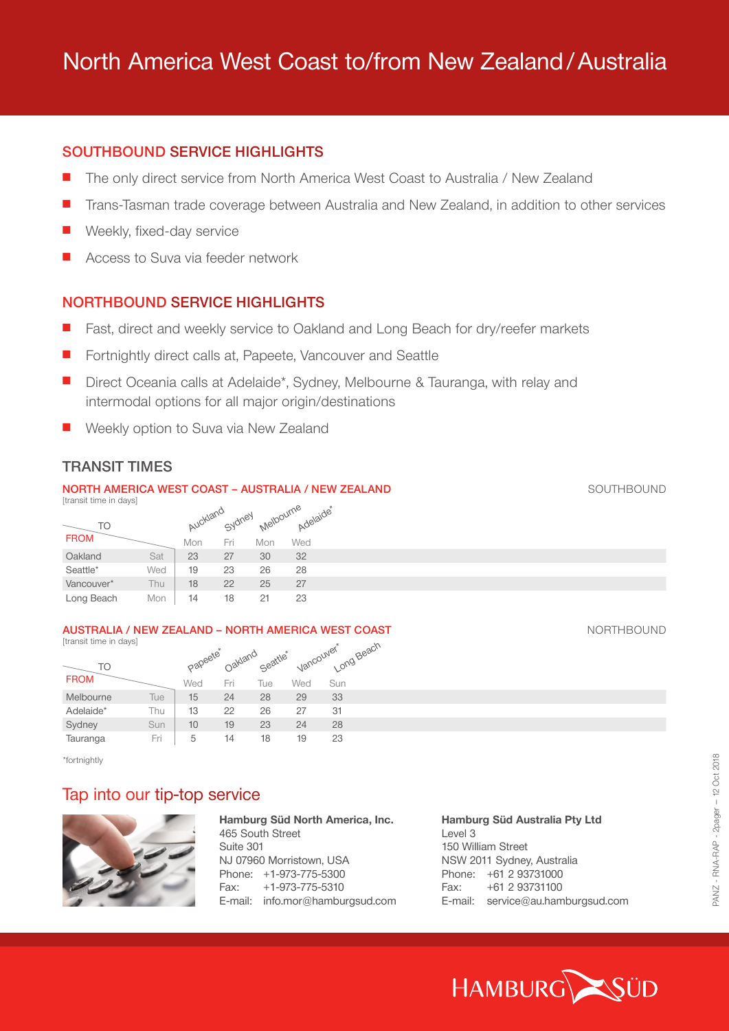# North America West Coast to/from New Zealand / Australia

## SOUTHBOUND SERVICE HIGHLIGHTS

- The only direct service from North America West Coast to Australia / New Zealand
- Trans-Tasman trade coverage between Australia and New Zealand, in addition to other services
- Weekly, fixed-day service
- Access to Suva via feeder network

## NORTHBOUND SERVICE HIGHLIGHTS

- Fast, direct and weekly service to Oakland and Long Beach for dry/reefer markets
- Fortnightly direct calls at, Papeete, Vancouver and Seattle
- Direct Oceania calls at Adelaide*, Sydney, Melbourne & Tauranga, with relay and intermodal options for all major origin/destinations
- Weekly option to Suva via New Zealand

## TRANSIT TIMES

### NORTH AMERICA WEST COAST – AUSTRALIA / NEW ZEALAND

SOUTHBOUND

[transit time in days]

| FROM \ TO | | Auckland | Sydney | Melbourne | Adelaide* |
|---|---|---|---|---|---|
| | | Mon | Fri | Mon | Wed |
| Oakland | Sat | 23 | 27 | 30 | 32 |
| Seattle* | Wed | 19 | 23 | 26 | 28 |
| Vancouver* | Thu | 18 | 22 | 25 | 27 |
| Long Beach | Mon | 14 | 18 | 21 | 23 |

### AUSTRALIA / NEW ZEALAND – NORTH AMERICA WEST COAST

NORTHBOUND

[transit time in days]

| FROM \ TO | | Papeete* | Oakland | Seattle* | Vancouver* | Long Beach |
|---|---|---|---|---|---|---|
| | | Wed | Fri | Tue | Wed | Sun |
| Melbourne | Tue | 15 | 24 | 28 | 29 | 33 |
| Adelaide* | Thu | 13 | 22 | 26 | 27 | 31 |
| Sydney | Sun | 10 | 19 | 23 | 24 | 28 |
| Tauranga | Fri | 5 | 14 | 18 | 19 | 23 |

*fortnightly

## Tap into our tip-top service

**Hamburg Süd North America, Inc.**
465 South Street
Suite 301
NJ 07960 Morristown, USA
Phone: +1-973-775-5300
Fax: +1-973-775-5310
E-mail: info.mor@hamburgsud.com

**Hamburg Süd Australia Pty Ltd**
Level 3
150 William Street
NSW 2011 Sydney, Australia
Phone: +61 2 93731000
Fax: +61 2 93731100
E-mail: service@au.hamburgsud.com

PANZ - RNA-RAP - 2pager – 12 Oct 2018

HAMBURG SÜD